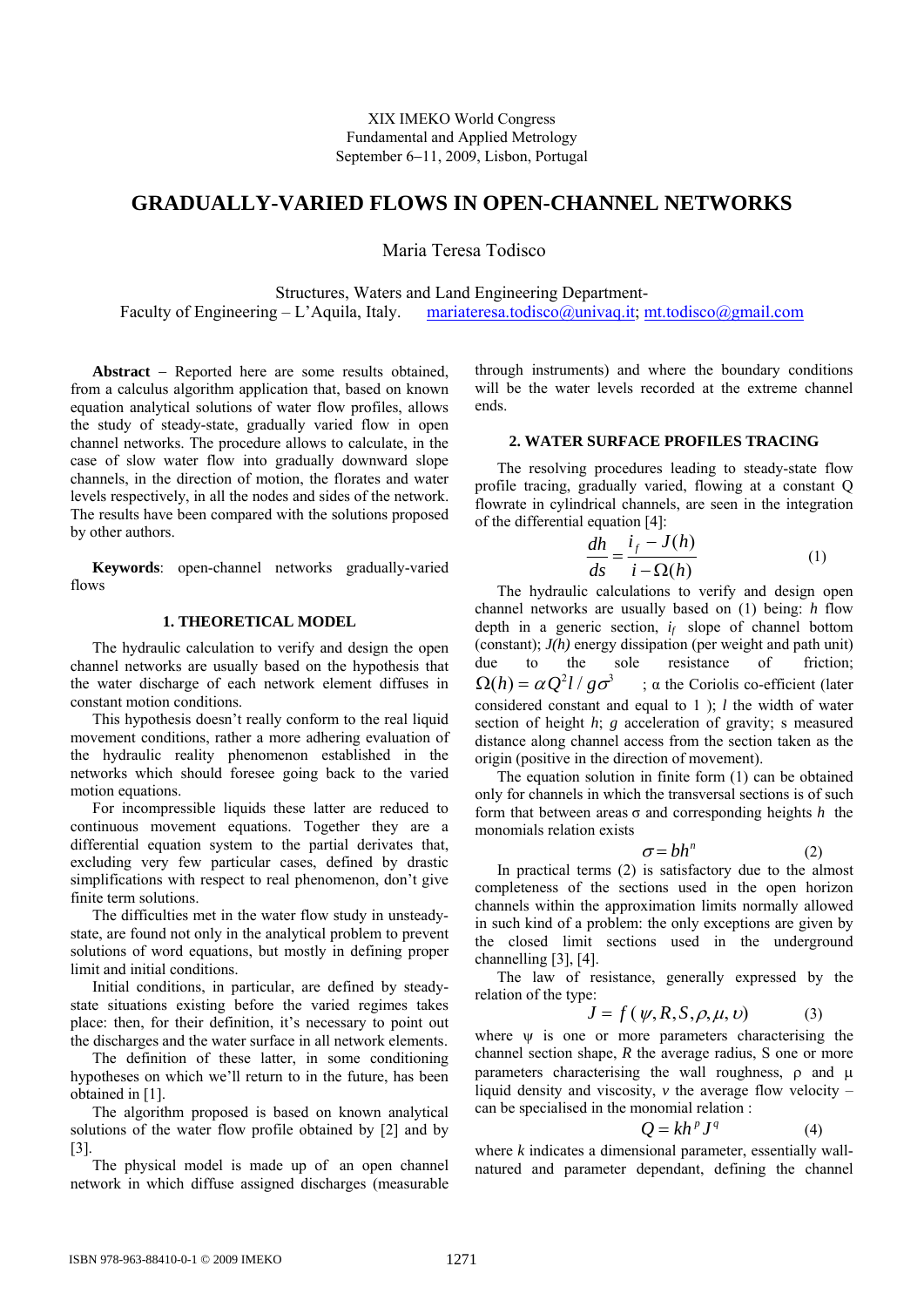XIX IMEKO World Congress
Fundamental and Applied Metrology
September 6−11, 2009, Lisbon, Portugal

# GRADUALLY-VARIED FLOWS IN OPEN-CHANNEL NETWORKS

Maria Teresa Todisco

Structures, Waters and Land Engineering Department-
Faculty of Engineering – L'Aquila, Italy. mariateresa.todisco@univaq.it; mt.todisco@gmail.com

**Abstract** – Reported here are some results obtained, from a calculus algorithm application that, based on known equation analytical solutions of water flow profiles, allows the study of steady-state, gradually varied flow in open channel networks. The procedure allows to calculate, in the case of slow water flow into gradually downward slope channels, in the direction of motion, the florates and water levels respectively, in all the nodes and sides of the network. The results have been compared with the solutions proposed by other authors.

**Keywords**: open-channel networks gradually-varied flows

## 1. THEORETICAL MODEL

The hydraulic calculation to verify and design the open channel networks are usually based on the hypothesis that the water discharge of each network element diffuses in constant motion conditions.

This hypothesis doesn't really conform to the real liquid movement network conditions, rather a more adhering evaluation of the hydraulic reality phenomenon established in the networks which should foresee going back to the varied motion equations.

For incompressible liquids these latter are reduced to continuous movement equations. Together they are a differential equation system to the partial derivates that, excluding very few particular cases, defined by drastic simplifications with respect to real phenomenon, don't give finite term solutions.

The difficulties met in the water flow study in unsteady-state, are found not only in the analytical problem to prevent solutions of word equations, but mostly in defining proper limit and initial conditions.

Initial conditions, in particular, are defined by steady-state situations existing before the varied regimes takes place: then, for their definition, it's necessary to point out the discharges and the water surface in all network elements.

The definition of these latter, in some conditioning hypotheses on which we'll return to in the future, has been obtained in [1].

The algorithm proposed is based on known analytical solutions of the water flow profile obtained by [2] and by [3].

The physical model is made up of an open channel network in which diffuse assigned discharges (measurable through instruments) and where the boundary conditions will be the water levels recorded at the extreme channel ends.

## 2. WATER SURFACE PROFILES TRACING

The resolving procedures leading to steady-state flow profile tracing, gradually varied, flowing at a constant Q flowrate in cylindrical channels, are seen in the integration of the differential equation [4]:

$$\frac{dh}{ds} = \frac{i_f - J(h)}{i - \Omega(h)} \tag{1}$$

The hydraulic calculations to verify and design open channel networks are usually based on (1) being: $h$ flow depth in a generic section, $i_f$ slope of channel bottom (constant); $J(h)$ energy dissipation (per weight and path unit) due to the sole resistance of friction; $\Omega(h) = \alpha Q^2 l / g\sigma^3$ ; α the Coriolis co-efficient (later considered constant and equal to 1 ); $l$ the width of water section of height $h$; $g$ acceleration of gravity; s measured distance along channel access from the section taken as the origin (positive in the direction of movement).

The equation solution in finite form (1) can be obtained only for channels in which the transversal sections is of such form that between areas σ and corresponding heights $h$ the monomials relation exists

$$\sigma = bh^n \tag{2}$$

In practical terms (2) is satisfactory due to the almost completeness of the sections used in the open horizon channels within the approximation limits normally allowed in such kind of a problem: the only exceptions are given by the closed limit sections used in the underground channelling [3], [4].

The law of resistance, generally expressed by the relation of the type:

$$J = f(\psi, R, S, \rho, \mu, \upsilon) \tag{3}$$

where ψ is one or more parameters characterising the channel section shape, $R$ the average radius, S one or more parameters characterising the wall roughness, ρ and μ liquid density and viscosity, $v$ the average flow velocity – can be specialised in the monomial relation :

$$Q = kh^p J^q \tag{4}$$

where $k$ indicates a dimensional parameter, essentially wall-natured and parameter dependant, defining the channel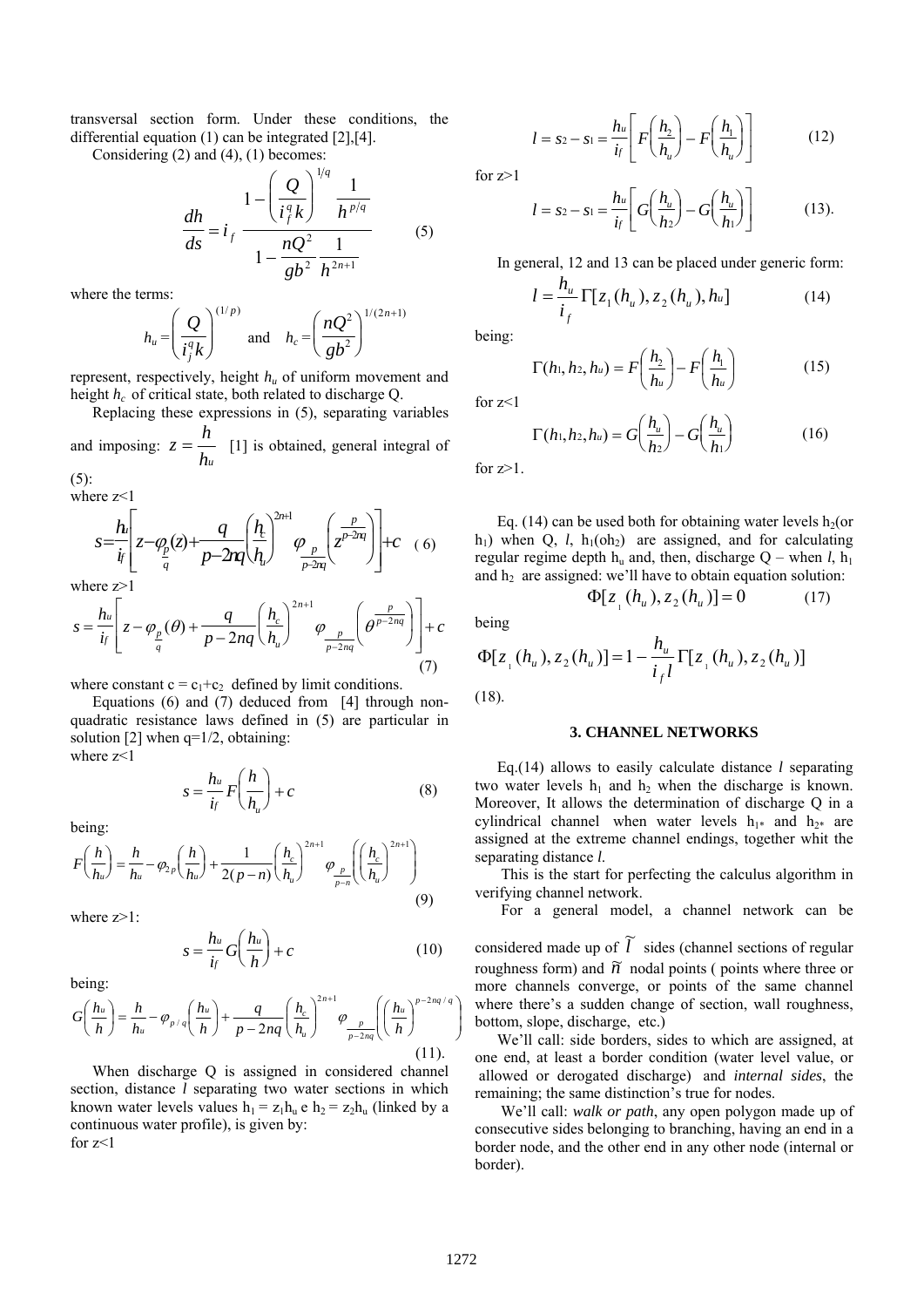transversal section form. Under these conditions, the differential equation (1) can be integrated [2],[4].

Considering (2) and (4), (1) becomes:

$$\frac{dh}{ds} = i_f \frac{1-\left(\frac{Q}{i_f^q k}\right)^{1/q} \frac{1}{h^{p/q}}}{1-\frac{nQ^2}{gb^2}\frac{1}{h^{2n+1}}} \tag{5}$$

where the terms:

$$h_u = \left(\frac{Q}{i_j^q k}\right)^{(1/p)} \quad \text{and} \quad h_c = \left(\frac{nQ^2}{gb^2}\right)^{1/(2n+1)}$$

represent, respectively, height $h_u$ of uniform movement and height $h_c$ of critical state, both related to discharge Q.

Replacing these expressions in (5), separating variables and imposing: $z = \frac{h}{h_u}$ [1] is obtained, general integral of (5):

where z<1

$$s = \frac{h_u}{i_f}\left[z - \varphi_{\frac{p}{q}}(z) + \frac{q}{p-2nq}\left(\frac{h_c}{h_u}\right)^{2n+1} \varphi_{\frac{p}{p-2nq}}\left(z^{\frac{p}{p-2nq}}\right)\right] + c \tag{6}$$

where z>1

$$s = \frac{h_u}{i_f}\left[z - \varphi_{\frac{p}{q}}(\theta) + \frac{q}{p-2nq}\left(\frac{h_c}{h_u}\right)^{2n+1} \varphi_{\frac{p}{p-2nq}}\left(\theta^{\frac{p}{p-2nq}}\right)\right] + c \tag{7}$$

where constant $c = c_1 + c_2$ defined by limit conditions.

Equations (6) and (7) deduced from [4] through non-quadratic resistance laws defined in (5) are particular in solution [2] when q=1/2, obtaining:

where z<1

$$s = \frac{h_u}{i_f} F\left(\frac{h}{h_u}\right) + c \tag{8}$$

being:

$$F\left(\frac{h}{h_u}\right) = \frac{h}{h_u} - \varphi_{2p}\left(\frac{h}{h_u}\right) + \frac{1}{2(p-n)}\left(\frac{h_c}{h_u}\right)^{2n+1} \varphi_{\frac{p}{p-n}}\left(\left(\frac{h_c}{h_u}\right)^{2n+1}\right) \tag{9}$$

where z>1:

$$s = \frac{h_u}{i_f} G\left(\frac{h_u}{h}\right) + c \tag{10}$$

being:

$$G\left(\frac{h_u}{h}\right) = \frac{h}{h_u} - \varphi_{p/q}\left(\frac{h_u}{h}\right) + \frac{q}{p-2nq}\left(\frac{h_c}{h_u}\right)^{2n+1} \varphi_{\frac{p}{p-2nq}}\left(\left(\frac{h_u}{h}\right)^{p-2nq/q}\right) \tag{11}$$

When discharge Q is assigned in considered channel section, distance $l$ separating two water sections in which known water levels values $h_1 = z_1 h_u$ e $h_2 = z_2 h_u$ (linked by a continuous water profile), is given by:

for z<1

$$l = s_2 - s_1 = \frac{h_u}{i_f}\left[F\left(\frac{h_2}{h_u}\right) - F\left(\frac{h_1}{h_u}\right)\right] \tag{12}$$

for z>1

$$l = s_2 - s_1 = \frac{h_u}{i_f}\left[G\left(\frac{h_u}{h_2}\right) - G\left(\frac{h_u}{h_1}\right)\right] \tag{13}$$

In general, 12 and 13 can be placed under generic form:

$$l = \frac{h_u}{i_f}\Gamma[z_1(h_u), z_2(h_u), h_u] \tag{14}$$

being:

$$\Gamma(h_1, h_2, h_u) = F\left(\frac{h_2}{h_u}\right) - F\left(\frac{h_1}{h_u}\right) \tag{15}$$

for z<1

$$\Gamma(h_1, h_2, h_u) = G\left(\frac{h_u}{h_2}\right) - G\left(\frac{h_u}{h_1}\right) \tag{16}$$

for z>1.

Eq. (14) can be used both for obtaining water levels $h_2$(or $h_1$) when Q, $l$, $h_1$(oh$_2$) are assigned, and for calculating regular regime depth $h_u$ and, then, discharge Q – when $l$, $h_1$ and $h_2$ are assigned: we'll have to obtain equation solution:

$$\Phi[z_1(h_u), z_2(h_u)] = 0 \tag{17}$$

being

$$\Phi[z_1(h_u), z_2(h_u)] = 1 - \frac{h_u}{i_f l}\Gamma[z_1(h_u), z_2(h_u)] \tag{18}$$

## 3. CHANNEL NETWORKS

Eq.(14) allows to easily calculate distance $l$ separating two water levels $h_1$ and $h_2$ when the discharge is known. Moreover, It allows the determination of discharge Q in a cylindrical channel when water levels $h_{1*}$ and $h_{2*}$ are assigned at the extreme channel endings, together whit the separating distance $l$.

This is the start for perfecting the calculus algorithm in verifying channel network.

For a general model, a channel network can be considered made up of $\tilde{l}$ sides (channel sections of regular roughness form) and $\tilde{n}$ nodal points ( points where three or more channels converge, or points of the same channel where there's a sudden change of section, wall roughness, bottom, slope, discharge, etc.)

We'll call: side borders, sides to which are assigned, at one end, at least a border condition (water level value, or allowed or derogated discharge) and *internal sides*, the remaining; the same distinction's true for nodes.

We'll call: *walk or path*, any open polygon made up of consecutive sides belonging to branching, having an end in a border node, and the other end in any other node (internal or border).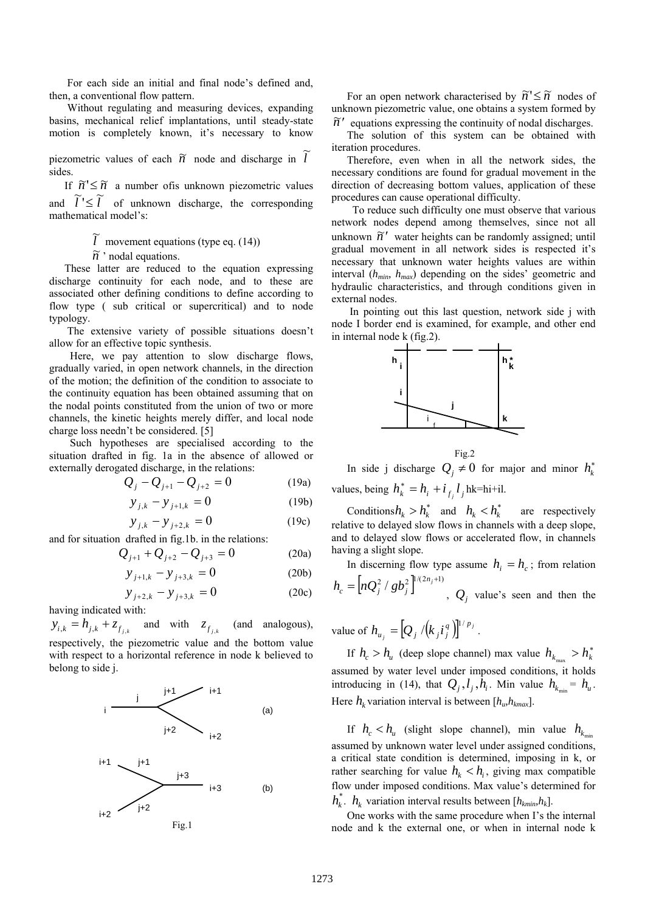For each side an initial and final node's defined and, then, a conventional flow pattern.

Without regulating and measuring devices, expanding basins, mechanical relief implantations, until steady-state motion is completely known, it's necessary to know piezometric values of each $\widetilde{n}$ node and discharge in $\widetilde{l}$ sides.

If $\widetilde{n}' \leq \widetilde{n}$ a number ofis unknown piezometric values and $\widetilde{l}' \leq \widetilde{l}$ of unknown discharge, the corresponding mathematical model's:

$\widetilde{l}$ movement equations (type eq. (14))

$\widetilde{n}$ ' nodal equations.

These latter are reduced to the equation expressing discharge continuity for each node, and to these are associated other defining conditions to define according to flow type ( sub critical or supercritical) and to node typology.

The extensive variety of possible situations doesn't allow for an effective topic synthesis.

Here, we pay attention to slow discharge flows, gradually varied, in open network channels, in the direction of the motion; the definition of the condition to associate to the continuity equation has been obtained assuming that on the nodal points constituted from the union of two or more channels, the kinetic heights merely differ, and local node charge loss needn't be considered. [5]

Such hypotheses are specialised according to the situation drafted in fig. 1a in the absence of allowed or externally derogated discharge, in the relations:

$$Q_j - Q_{j+1} - Q_{j+2} = 0 \tag{19a}$$

$$y_{j,k} - y_{j+1,k} = 0 \tag{19b}$$

$$y_{j,k} - y_{j+2,k} = 0 \tag{19c}$$

and for situation drafted in fig.1b. in the relations:

$$Q_{j+1} + Q_{j+2} - Q_{j+3} = 0 \tag{20a}$$

$$y_{j+1,k} - y_{j+3,k} = 0 \tag{20b}$$

$$y_{j+2,k} - y_{j+3,k} = 0 \tag{20c}$$

having indicated with:

$y_{i,k} = h_{j,k} + z_{f_{j,k}}$ and with $z_{f_{j,k}}$ (and analogous), respectively, the piezometric value and the bottom value with respect to a horizontal reference in node k believed to belong to side j.

Fig.1

For an open network characterised by $\widetilde{n}' \leq \widetilde{n}$ nodes of unknown piezometric value, one obtains a system formed by $\widetilde{n}'$ equations expressing the continuity of nodal discharges.

The solution of this system can be obtained with iteration procedures.

Therefore, even when in all the network sides, the necessary conditions are found for gradual movement in the direction of decreasing bottom values, application of these procedures can cause operational difficulty.

To reduce such difficulty one must observe that various network nodes depend among themselves, since not all unknown $\widetilde{n}'$ water heights can be randomly assigned; until gradual movement in all network sides is respected it's necessary that unknown water heights values are within interval ($h_{min}$, $h_{max}$) depending on the sides' geometric and hydraulic characteristics, and through conditions given in external nodes.

In pointing out this last question, network side j with node I border end is examined, for example, and other end in internal node k (fig.2).

Fig.2

In side j discharge $Q_j \neq 0$ for major and minor $h_k^*$ values, being $h_k^* = h_i + i_{f_j} l_j$ hk=hi+il.

Conditions$h_k > h_k^*$ and $h_k < h_k^*$ are respectively relative to delayed slow flows in channels with a deep slope, and to delayed slow flows or accelerated flow, in channels having a slight slope.

In discerning flow type assume $h_i = h_c$; from relation $h_c = \left[ nQ_j^2 / gb_j^2 \right]^{1/(2n_j+1)}$, $Q_j$ value's seen and then the value of $h_{u_j} = \left[ Q_j / \left( k_j i_j^q \right) \right]^{1/p_j}$.

If $h_c > h_u$ (deep slope channel) max value $h_{k_{max}} > h_k^*$ assumed by water level under imposed conditions, it holds introducing in (14), that $Q_j, l_j, h_i$. Min value $h_{k_{min}} = h_u$. Here $h_k$ variation interval is between [$h_u$,$h_{kmax}$].

If $h_c < h_u$ (slight slope channel), min value $h_{k_{min}}$ assumed by unknown water level under assigned conditions, a critical state condition is determined, imposing in k, or rather searching for value $h_k < h_i$, giving max compatible flow under imposed conditions. Max value's determined for $h_k^*$. $h_k$ variation interval results between [$h_{kmin}$,$h_k$].

One works with the same procedure when I's the internal node and k the external one, or when in internal node k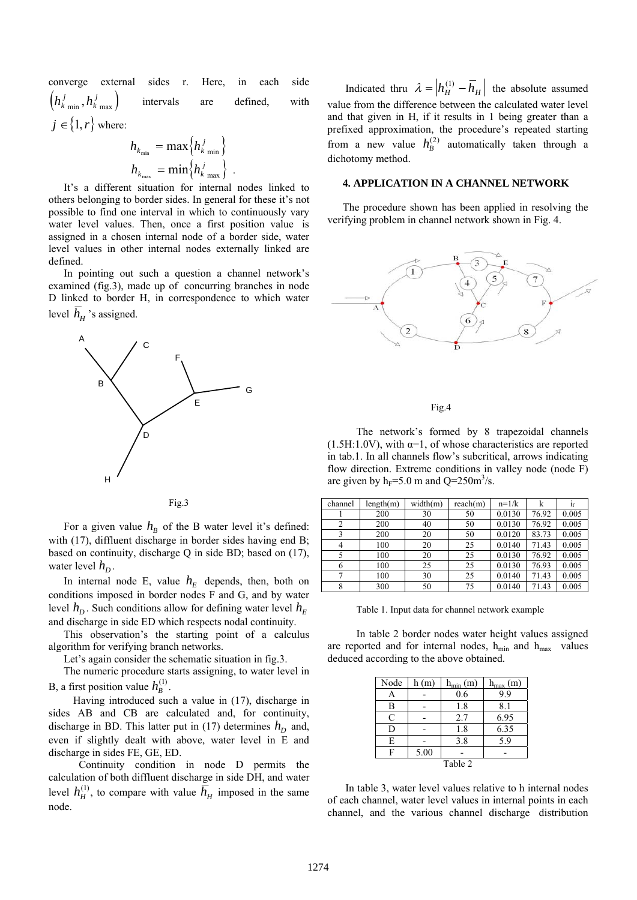converge external sides r. Here, in each side $\left(h_{k\,\min}^{j}, h_{k\,\max}^{j}\right)$ intervals are defined, with $j \in \{1, r\}$ where:

$$h_{k_{\min}} = \max\left\{h_{k\,\min}^{j}\right\}$$
$$h_{k_{\max}} = \min\left\{h_{k\,\max}^{j}\right\} .$$

It's a different situation for internal nodes linked to others belonging to border sides. In general for these it's not possible to find one interval in which to continuously vary water level values. Then, once a first position value is assigned in a chosen internal node of a border side, water level values in other internal nodes externally linked are defined.

In pointing out such a question a channel network's examined (fig.3), made up of concurring branches in node D linked to border H, in correspondence to which water level $\overline{h}_H$ 's assigned.

Fig.3

For a given value $h_B$ of the B water level it's defined: with (17), diffluent discharge in border sides having end B; based on continuity, discharge Q in side BD; based on (17), water level $h_D$.

In internal node E, value $h_E$ depends, then, both on conditions imposed in border nodes F and G, and by water level $h_D$. Such conditions allow for defining water level $h_E$ and discharge in side ED which respects nodal continuity.

This observation's the starting point of a calculus algorithm for verifying branch networks.

Let's again consider the schematic situation in fig.3.

The numeric procedure starts assigning, to water level in B, a first position value $h_B^{(1)}$.

Having introduced such a value in (17), discharge in sides AB and CB are calculated and, for continuity, discharge in BD. This latter put in (17) determines $h_D$ and, even if slightly dealt with above, water level in E and discharge in sides FE, GE, ED.

Continuity condition in node D permits the calculation of both diffluent discharge in side DH, and water level $h_H^{(1)}$, to compare with value $\overline{h}_H$ imposed in the same node.

Indicated thru $\lambda = \left|h_H^{(1)} - \overline{h}_H\right|$ the absolute assumed value from the difference between the calculated water level and that given in H, if it results in 1 being greater than a prefixed approximation, the procedure's repeated starting from a new value $h_B^{(2)}$ automatically taken through a dichotomy method.

## 4. APPLICATION IN A CHANNEL NETWORK

The procedure shown has been applied in resolving the verifying problem in channel network shown in Fig. 4.

Fig.4

The network's formed by 8 trapezoidal channels (1.5H:1.0V), with α=1, of whose characteristics are reported in tab.1. In all channels flow's subcritical, arrows indicating flow direction. Extreme conditions in valley node (node F) are given by $h_F$=5.0 m and Q=250m$^3$/s.

| channel | length(m) | width(m) | reach(m) | n=1/k | k | $i_f$ |
|---|---|---|---|---|---|---|
| 1 | 200 | 30 | 50 | 0.0130 | 76.92 | 0.005 |
| 2 | 200 | 40 | 50 | 0.0130 | 76.92 | 0.005 |
| 3 | 200 | 20 | 50 | 0.0120 | 83.73 | 0.005 |
| 4 | 100 | 20 | 25 | 0.0140 | 71.43 | 0.005 |
| 5 | 100 | 20 | 25 | 0.0130 | 76.92 | 0.005 |
| 6 | 100 | 25 | 25 | 0.0130 | 76.93 | 0.005 |
| 7 | 100 | 30 | 25 | 0.0140 | 71.43 | 0.005 |
| 8 | 300 | 50 | 75 | 0.0140 | 71.43 | 0.005 |

Table 1. Input data for channel network example

In table 2 border nodes water height values assigned are reported and for internal nodes, $h_{min}$ and $h_{max}$ values deduced according to the above obtained.

| Node | h (m) | $h_{min}$ (m) | $h_{max}$ (m) |
|---|---|---|---|
| A | - | 0.6 | 9.9 |
| B | - | 1.8 | 8.1 |
| C | - | 2.7 | 6.95 |
| D | - | 1.8 | 6.35 |
| E | - | 3.8 | 5.9 |
| F | 5.00 | - | - |

Table 2

In table 3, water level values relative to h internal nodes of each channel, water level values in internal points in each channel, and the various channel discharge distribution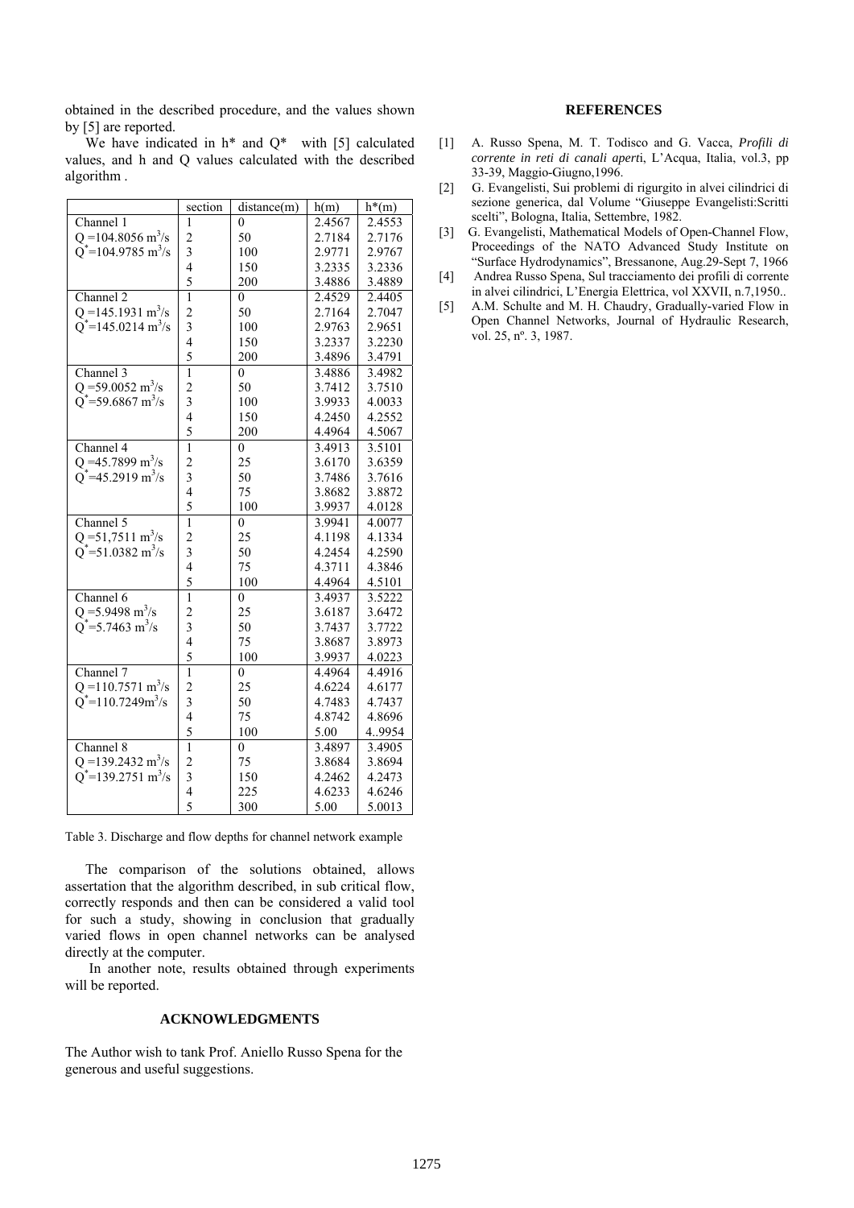obtained in the described procedure, and the values shown by [5] are reported.

We have indicated in h* and Q* with [5] calculated values, and h and Q values calculated with the described algorithm .

| | section | distance(m) | h(m) | h*(m) |
|---|---|---|---|---|
| Channel 1 | 1 | 0 | 2.4567 | 2.4553 |
| Q =104.8056 $m^3/s$ | 2 | 50 | 2.7184 | 2.7176 |
| $Q^*$=104.9785 $m^3/s$ | 3 | 100 | 2.9771 | 2.9767 |
| | 4 | 150 | 3.2335 | 3.2336 |
| | 5 | 200 | 3.4886 | 3.4889 |
| Channel 2 | 1 | 0 | 2.4529 | 2.4405 |
| Q =145.1931 $m^3/s$ | 2 | 50 | 2.7164 | 2.7047 |
| $Q^*$=145.0214 $m^3/s$ | 3 | 100 | 2.9763 | 2.9651 |
| | 4 | 150 | 3.2337 | 3.2230 |
| | 5 | 200 | 3.4896 | 3.4791 |
| Channel 3 | 1 | 0 | 3.4886 | 3.4982 |
| Q =59.0052 $m^3/s$ | 2 | 50 | 3.7412 | 3.7510 |
| $Q^*$=59.6867 $m^3/s$ | 3 | 100 | 3.9933 | 4.0033 |
| | 4 | 150 | 4.2450 | 4.2552 |
| | 5 | 200 | 4.4964 | 4.5067 |
| Channel 4 | 1 | 0 | 3.4913 | 3.5101 |
| Q =45.7899 $m^3/s$ | 2 | 25 | 3.6170 | 3.6359 |
| $Q^*$=45.2919 $m^3/s$ | 3 | 50 | 3.7486 | 3.7616 |
| | 4 | 75 | 3.8682 | 3.8872 |
| | 5 | 100 | 3.9937 | 4.0128 |
| Channel 5 | 1 | 0 | 3.9941 | 4.0077 |
| Q =51,7511 $m^3/s$ | 2 | 25 | 4.1198 | 4.1334 |
| $Q^*$=51.0382 $m^3/s$ | 3 | 50 | 4.2454 | 4.2590 |
| | 4 | 75 | 4.3711 | 4.3846 |
| | 5 | 100 | 4.4964 | 4.5101 |
| Channel 6 | 1 | 0 | 3.4937 | 3.5222 |
| Q =5.9498 $m^3/s$ | 2 | 25 | 3.6187 | 3.6472 |
| $Q^*$=5.7463 $m^3/s$ | 3 | 50 | 3.7437 | 3.7722 |
| | 4 | 75 | 3.8687 | 3.8973 |
| | 5 | 100 | 3.9937 | 4.0223 |
| Channel 7 | 1 | 0 | 4.4964 | 4.4916 |
| Q =110.7571 $m^3/s$ | 2 | 25 | 4.6224 | 4.6177 |
| $Q^*$=110.7249$m^3/s$ | 3 | 50 | 4.7483 | 4.7437 |
| | 4 | 75 | 4.8742 | 4.8696 |
| | 5 | 100 | 5.00 | 4..9954 |
| Channel 8 | 1 | 0 | 3.4897 | 3.4905 |
| Q =139.2432 $m^3/s$ | 2 | 75 | 3.8684 | 3.8694 |
| $Q^*$=139.2751 $m^3/s$ | 3 | 150 | 4.2462 | 4.2473 |
| | 4 | 225 | 4.6233 | 4.6246 |
| | 5 | 300 | 5.00 | 5.0013 |

Table 3. Discharge and flow depths for channel network example

The comparison of the solutions obtained, allows assertation that the algorithm described, in sub critical flow, correctly responds and then can be considered a valid tool for such a study, showing in conclusion that gradually varied flows in open channel networks can be analysed directly at the computer.

In another note, results obtained through experiments will be reported.

## ACKNOWLEDGMENTS

The Author wish to tank Prof. Aniello Russo Spena for the generous and useful suggestions.

## REFERENCES

[1] A. Russo Spena, M. T. Todisco and G. Vacca, *Profili di corrente in reti di canali apert*i, L'Acqua, Italia, vol.3, pp 33-39, Maggio-Giugno,1996.

[2] G. Evangelisti, Sui problemi di rigurgito in alvei cilindrici di sezione generica, dal Volume "Giuseppe Evangelisti:Scritti scelti", Bologna, Italia, Settembre, 1982.

[3] G. Evangelisti, Mathematical Models of Open-Channel Flow, Proceedings of the NATO Advanced Study Institute on "Surface Hydrodynamics", Bressanone, Aug.29-Sept 7, 1966

[4] Andrea Russo Spena, Sul tracciamento dei profili di corrente in alvei cilindrici, L'Energia Elettrica, vol XXVII, n.7,1950..

[5] A.M. Schulte and M. H. Chaudry, Gradually-varied Flow in Open Channel Networks, Journal of Hydraulic Research, vol. 25, nº. 3, 1987.